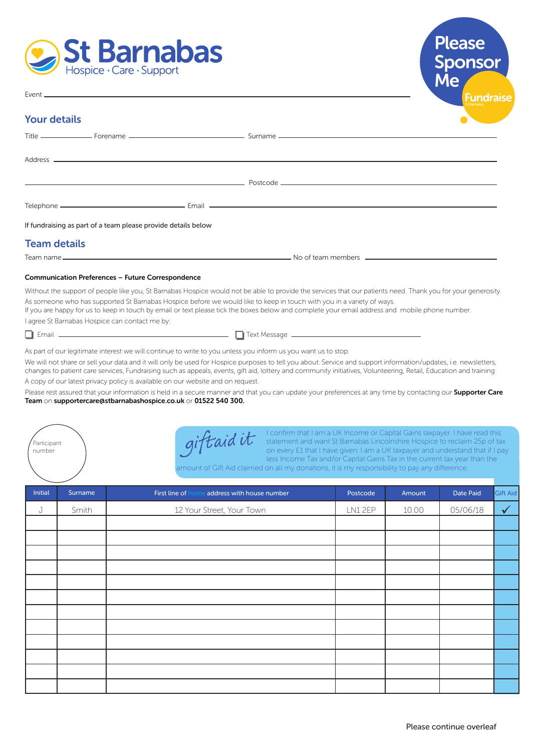# St Barnabas

Hospice · Care · Support

**Please Sponsor Me**

Fundraise

Event ______________________________

## Your details

Title ________ Forename ______________________ Surname ______________________

Address ______________________________________________

______________________________ Postcode ______________________

Telephone ______________________ Email ______________________

If fundraising as part of a team please provide details below

## Team details

Team name ______________________________ No of team members ______________

**Communication Preferences – Future Correspondence**

Without the support of people like you, St Barnabas Hospice would not be able to provide the services that our patients need. Thank you for your generosity. As someone who has supported St Barnabas Hospice before we would like to keep in touch with you in a variety of ways.

If you are happy for us to keep in touch by email or text please tick the boxes below and complete your email address and mobile phone number.

I agree St Barnabas Hospice can contact me by:

☐ Email ______________________ ☐ Text Message ______________________

As part of our legitimate interest we will continue to write to you unless you inform us you want us to stop.

We will not share or sell your data and it will only be used for Hospice purposes to tell you about: Service and support information/updates, i.e. newsletters, changes to patient care services, Fundraising such as appeals, events, gift aid, lottery and community initiatives, Volunteering, Retail, Education and training

A copy of our latest privacy policy is available on our website and on request.

Please rest assured that your information is held in a secure manner and that you can update your preferences at any time by contacting our **Supporter Care Team** on **supportercare@stbarnabashospice.co.uk** or **01522 540 300.**

Participant number

*giftaid it* I confirm that I am a UK Income or Capital Gains taxpayer. I have read this statement and want St Barnabas Lincolnshire Hospice to reclaim 25p of tax on every £1 that I have given: I am a UK taxpayer and understand that if I pay less Income Tax and/or Capital Gains Tax in the current tax year than the amount of Gift Aid claimed on all my donations, it is my responsibility to pay any difference.

| Initial | Surname | First line of home address with house number | Postcode | Amount | Date Paid | Gift Aid |
|---|---|---|---|---|---|---|
| J | Smith | 12 Your Street, Your Town | LN1 2EP | 10.00 | 05/06/18 | ✓ |
| | | | | | | |
| | | | | | | |
| | | | | | | |
| | | | | | | |
| | | | | | | |
| | | | | | | |
| | | | | | | |
| | | | | | | |
| | | | | | | |
| | | | | | | |
| | | | | | | |
| | | | | | | |

Please continue overleaf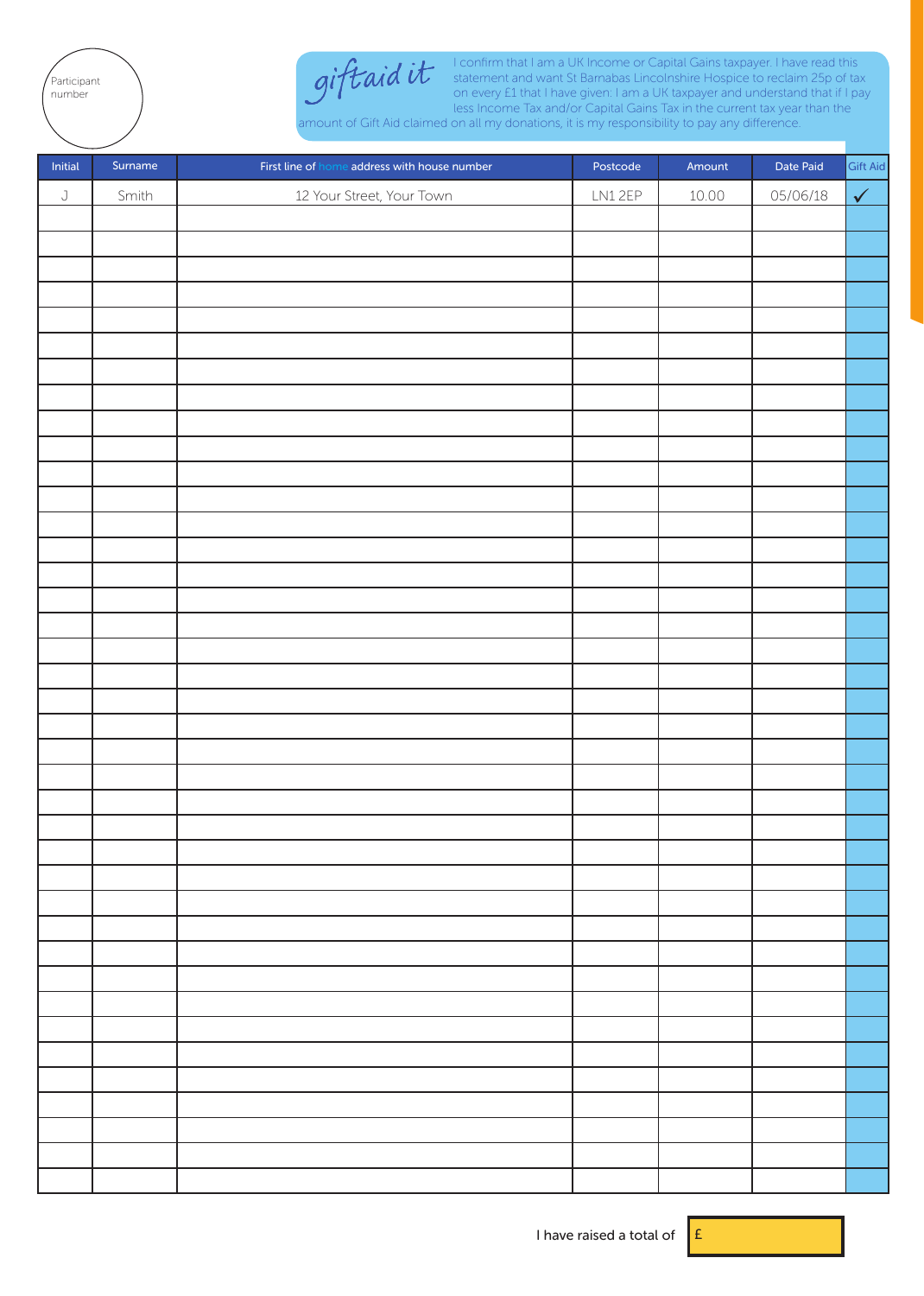Participant number

giftaid it

I confirm that I am a UK Income or Capital Gains taxpayer. I have read this statement and want St Barnabas Lincolnshire Hospice to reclaim 25p of tax on every £1 that I have given: I am a UK taxpayer and understand that if I pay less Income Tax and/or Capital Gains Tax in the current tax year than the amount of Gift Aid claimed on all my donations, it is my responsibility to pay any difference.

| Initial | Surname | First line of home address with house number | Postcode | Amount | Date Paid | Gift Aid |
|---|---|---|---|---|---|---|
| J | Smith | 12 Your Street, Your Town | LN1 2EP | 10.00 | 05/06/18 | ✓ |
| | | | | | | |
| | | | | | | |
| | | | | | | |
| | | | | | | |
| | | | | | | |
| | | | | | | |
| | | | | | | |
| | | | | | | |
| | | | | | | |
| | | | | | | |
| | | | | | | |
| | | | | | | |
| | | | | | | |
| | | | | | | |
| | | | | | | |
| | | | | | | |
| | | | | | | |
| | | | | | | |
| | | | | | | |
| | | | | | | |
| | | | | | | |
| | | | | | | |
| | | | | | | |
| | | | | | | |
| | | | | | | |
| | | | | | | |
| | | | | | | |
| | | | | | | |
| | | | | | | |
| | | | | | | |
| | | | | | | |
| | | | | | | |
| | | | | | | |
| | | | | | | |
| | | | | | | |
| | | | | | | |
| | | | | | | |
| | | | | | | |
| | | | | | | |
| | | | | | | |

I have raised a total of £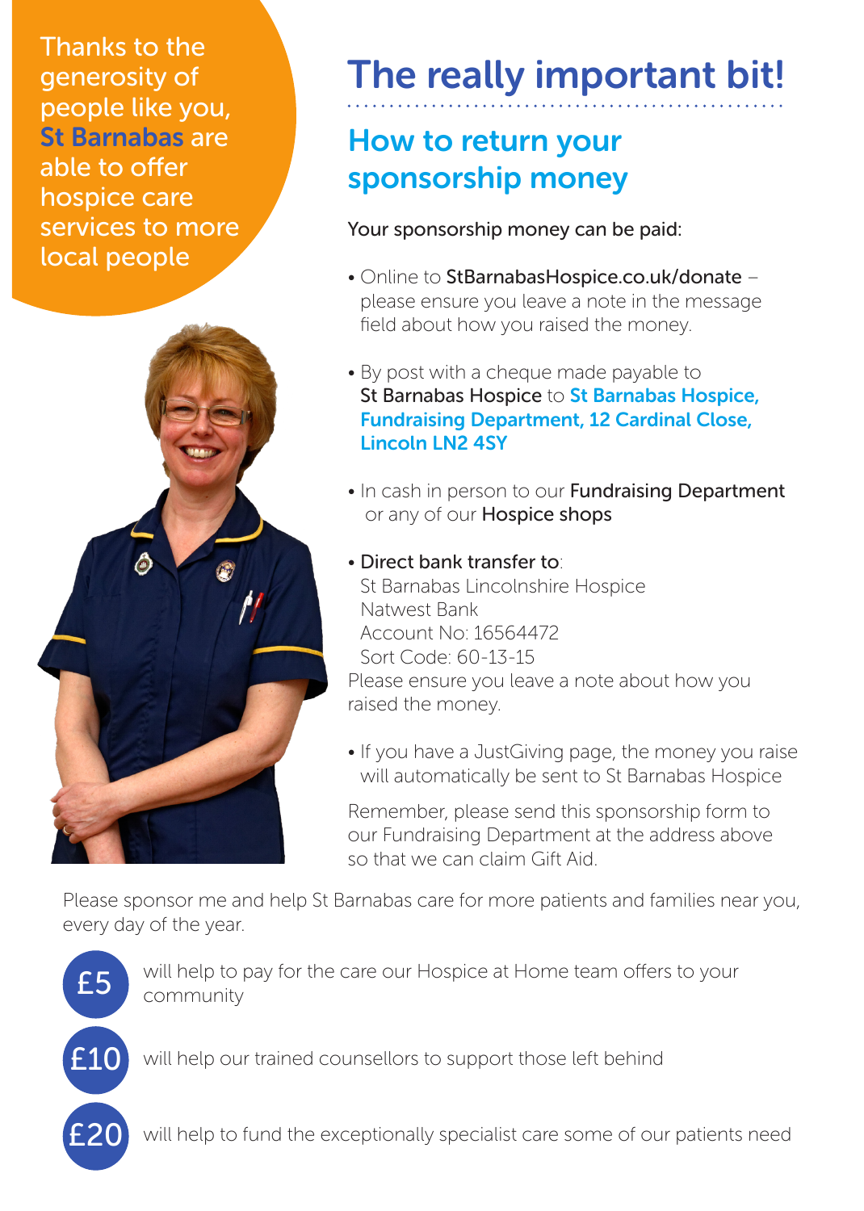Thanks to the generosity of people like you, **St Barnabas** are able to offer hospice care services to more local people

# The really important bit!

## How to return your sponsorship money

Your sponsorship money can be paid:

- Online to **StBarnabasHospice.co.uk/donate** – please ensure you leave a note in the message field about how you raised the money.
- By post with a cheque made payable to **St Barnabas Hospice** to **St Barnabas Hospice, Fundraising Department, 12 Cardinal Close, Lincoln LN2 4SY**
- In cash in person to our **Fundraising Department** or any of our **Hospice shops**
- **Direct bank transfer to**:
  St Barnabas Lincolnshire Hospice
  Natwest Bank
  Account No: 16564472
  Sort Code: 60-13-15

Please ensure you leave a note about how you raised the money.

- If you have a JustGiving page, the money you raise will automatically be sent to St Barnabas Hospice

Remember, please send this sponsorship form to our Fundraising Department at the address above so that we can claim Gift Aid.

Please sponsor me and help St Barnabas care for more patients and families near you, every day of the year.

**£5** will help to pay for the care our Hospice at Home team offers to your community

**£10** will help our trained counsellors to support those left behind

**£20** will help to fund the exceptionally specialist care some of our patients need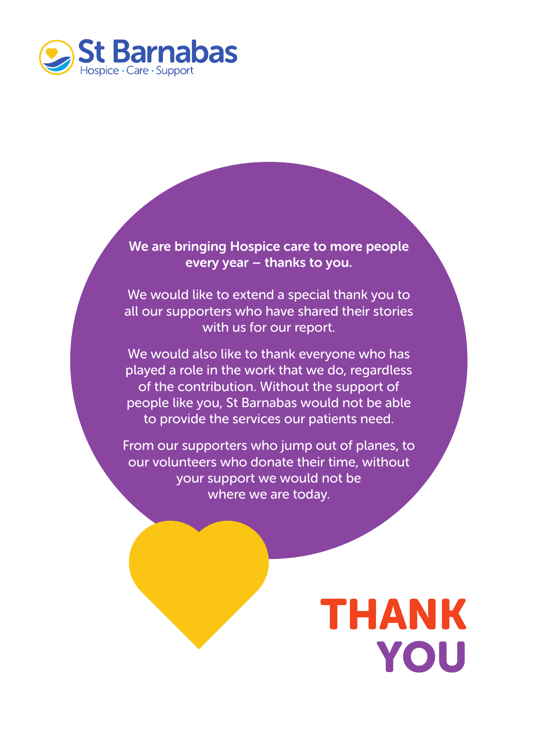St Barnabas
Hospice • Care • Support

**We are bringing Hospice care to more people every year – thanks to you.**

We would like to extend a special thank you to all our supporters who have shared their stories with us for our report.

We would also like to thank everyone who has played a role in the work that we do, regardless of the contribution. Without the support of people like you, St Barnabas would not be able to provide the services our patients need.

From our supporters who jump out of planes, to our volunteers who donate their time, without your support we would not be where we are today.

# THANK YOU